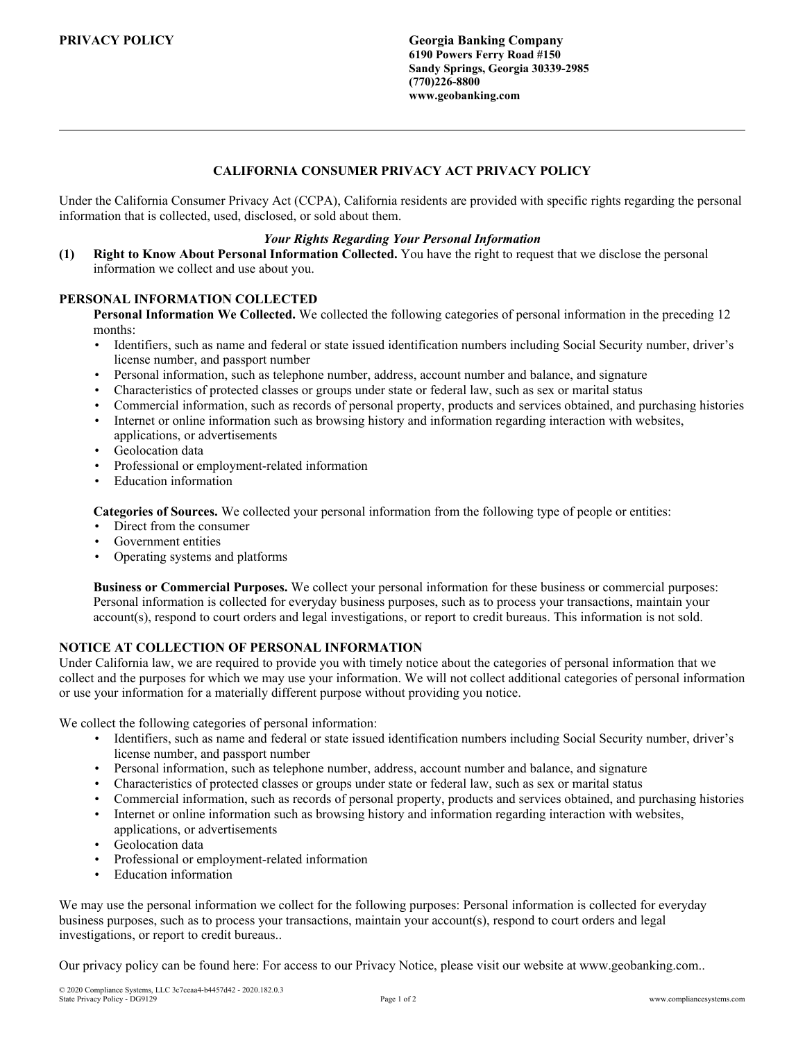**PRIVACY POLICY**

**Georgia Banking Company**
**6190 Powers Ferry Road #150**
**Sandy Springs, Georgia 30339-2985**
**(770)226-8800**
**www.geobanking.com**

---

## CALIFORNIA CONSUMER PRIVACY ACT PRIVACY POLICY

Under the California Consumer Privacy Act (CCPA), California residents are provided with specific rights regarding the personal information that is collected, used, disclosed, or sold about them.

***Your Rights Regarding Your Personal Information***

**(1) Right to Know About Personal Information Collected.** You have the right to request that we disclose the personal information we collect and use about you.

### PERSONAL INFORMATION COLLECTED

**Personal Information We Collected.** We collected the following categories of personal information in the preceding 12 months:

- Identifiers, such as name and federal or state issued identification numbers including Social Security number, driver's license number, and passport number
- Personal information, such as telephone number, address, account number and balance, and signature
- Characteristics of protected classes or groups under state or federal law, such as sex or marital status
- Commercial information, such as records of personal property, products and services obtained, and purchasing histories
- Internet or online information such as browsing history and information regarding interaction with websites, applications, or advertisements
- Geolocation data
- Professional or employment-related information
- Education information

**Categories of Sources.** We collected your personal information from the following type of people or entities:

- Direct from the consumer
- Government entities
- Operating systems and platforms

**Business or Commercial Purposes.** We collect your personal information for these business or commercial purposes: Personal information is collected for everyday business purposes, such as to process your transactions, maintain your account(s), respond to court orders and legal investigations, or report to credit bureaus. This information is not sold.

### NOTICE AT COLLECTION OF PERSONAL INFORMATION

Under California law, we are required to provide you with timely notice about the categories of personal information that we collect and the purposes for which we may use your information. We will not collect additional categories of personal information or use your information for a materially different purpose without providing you notice.

We collect the following categories of personal information:

- Identifiers, such as name and federal or state issued identification numbers including Social Security number, driver's license number, and passport number
- Personal information, such as telephone number, address, account number and balance, and signature
- Characteristics of protected classes or groups under state or federal law, such as sex or marital status
- Commercial information, such as records of personal property, products and services obtained, and purchasing histories
- Internet or online information such as browsing history and information regarding interaction with websites, applications, or advertisements
- Geolocation data
- Professional or employment-related information
- Education information

We may use the personal information we collect for the following purposes: Personal information is collected for everyday business purposes, such as to process your transactions, maintain your account(s), respond to court orders and legal investigations, or report to credit bureaus..

Our privacy policy can be found here: For access to our Privacy Notice, please visit our website at www.geobanking.com..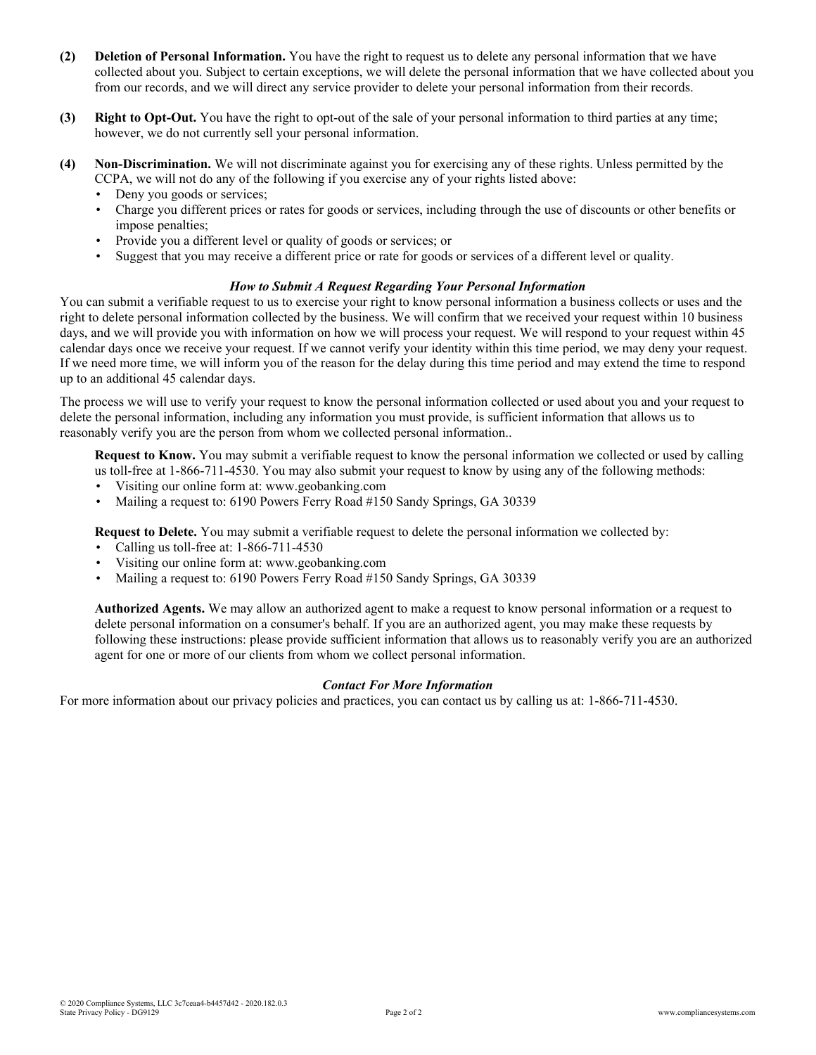**(2) Deletion of Personal Information.** You have the right to request us to delete any personal information that we have collected about you. Subject to certain exceptions, we will delete the personal information that we have collected about you from our records, and we will direct any service provider to delete your personal information from their records.

**(3) Right to Opt-Out.** You have the right to opt-out of the sale of your personal information to third parties at any time; however, we do not currently sell your personal information.

**(4) Non-Discrimination.** We will not discriminate against you for exercising any of these rights. Unless permitted by the CCPA, we will not do any of the following if you exercise any of your rights listed above:

- Deny you goods or services;
- Charge you different prices or rates for goods or services, including through the use of discounts or other benefits or impose penalties;
- Provide you a different level or quality of goods or services; or
- Suggest that you may receive a different price or rate for goods or services of a different level or quality.

### *How to Submit A Request Regarding Your Personal Information*

You can submit a verifiable request to us to exercise your right to know personal information a business collects or uses and the right to delete personal information collected by the business. We will confirm that we received your request within 10 business days, and we will provide you with information on how we will process your request. We will respond to your request within 45 calendar days once we receive your request. If we cannot verify your identity within this time period, we may deny your request. If we need more time, we will inform you of the reason for the delay during this time period and may extend the time to respond up to an additional 45 calendar days.

The process we will use to verify your request to know the personal information collected or used about you and your request to delete the personal information, including any information you must provide, is sufficient information that allows us to reasonably verify you are the person from whom we collected personal information..

**Request to Know.** You may submit a verifiable request to know the personal information we collected or used by calling us toll-free at 1-866-711-4530. You may also submit your request to know by using any of the following methods:

- Visiting our online form at: www.geobanking.com
- Mailing a request to: 6190 Powers Ferry Road #150 Sandy Springs, GA 30339

**Request to Delete.** You may submit a verifiable request to delete the personal information we collected by:

- Calling us toll-free at: 1-866-711-4530
- Visiting our online form at: www.geobanking.com
- Mailing a request to: 6190 Powers Ferry Road #150 Sandy Springs, GA 30339

**Authorized Agents.** We may allow an authorized agent to make a request to know personal information or a request to delete personal information on a consumer's behalf. If you are an authorized agent, you may make these requests by following these instructions: please provide sufficient information that allows us to reasonably verify you are an authorized agent for one or more of our clients from whom we collect personal information.

### *Contact For More Information*

For more information about our privacy policies and practices, you can contact us by calling us at: 1-866-711-4530.